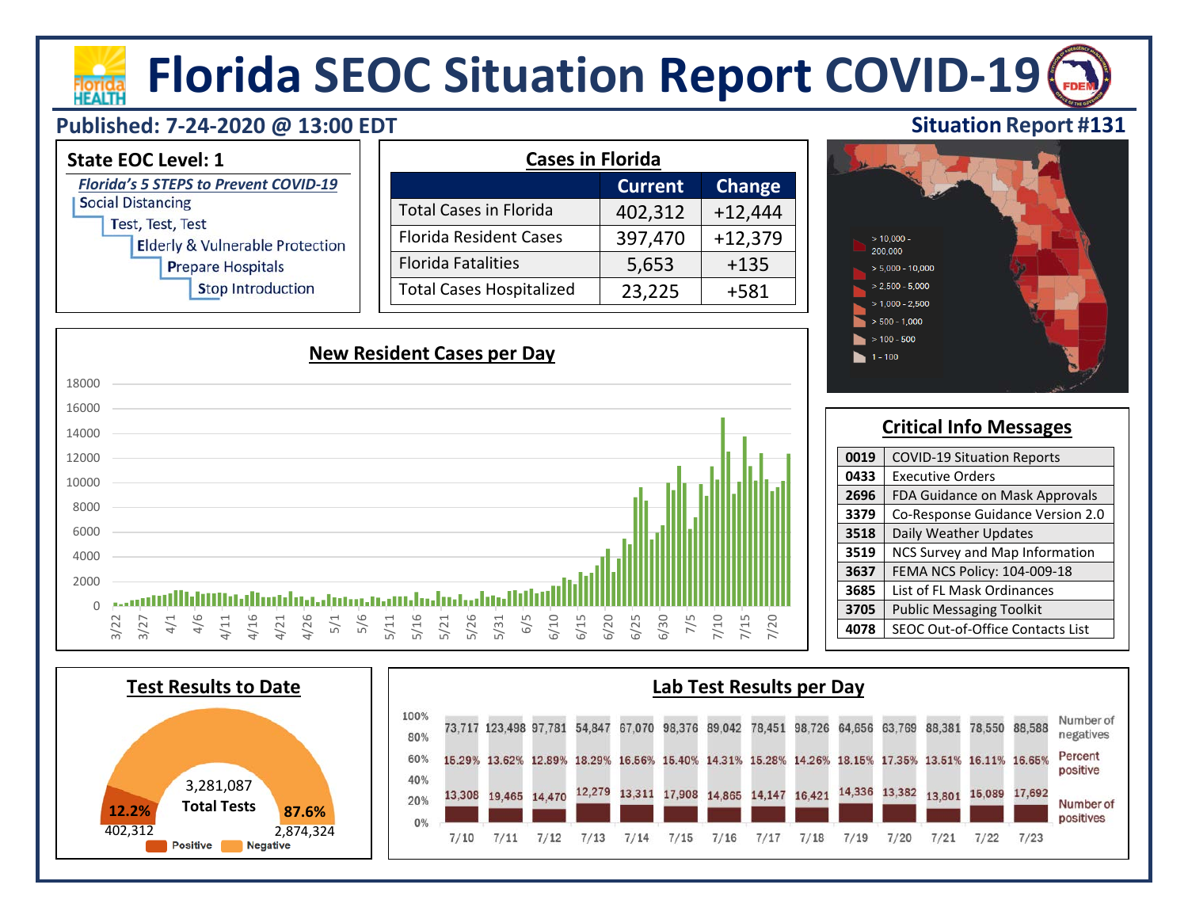# Florida SEOC Situation Report COVID-19

**Published: 7-24-2020 @ 13:00 EDT**

**Situation Report #131**

## State EOC Level: 1

*Florida's 5 STEPS to Prevent COVID-19*

- Social Distancing
- Test, Test, Test
- Elderly & Vulnerable Protection
- Prepare Hospitals
- Stop Introduction

## Cases in Florida

| | Current | Change |
|---|---|---|
| Total Cases in Florida | 402,312 | +12,444 |
| Florida Resident Cases | 397,470 | +12,379 |
| Florida Fatalities | 5,653 | +135 |
| Total Cases Hospitalized | 23,225 | +581 |

Map legend:
- > 10,000 - 200,000
- > 5,000 - 10,000
- > 2,500 - 5,000
- > 1,000 - 2,500
- > 500 - 1,000
- > 100 - 500
- 1 - 100

## New Resident Cases per Day

## Critical Info Messages

| | |
|---|---|
| 0019 | COVID-19 Situation Reports |
| 0433 | Executive Orders |
| 2696 | FDA Guidance on Mask Approvals |
| 3379 | Co-Response Guidance Version 2.0 |
| 3518 | Daily Weather Updates |
| 3519 | NCS Survey and Map Information |
| 3637 | FEMA NCS Policy: 104-009-18 |
| 3685 | List of FL Mask Ordinances |
| 3705 | Public Messaging Toolkit |
| 4078 | SEOC Out-of-Office Contacts List |

## Test Results to Date

3,281,087 Total Tests

- Positive: 12.2% (402,312)
- Negative: 87.6% (2,874,324)

## Lab Test Results per Day

| Date | Number of negatives | Percent positive | Number of positives |
|---|---|---|---|
| 7/10 | 73,717 | 15.29% | 13,308 |
| 7/11 | 123,498 | 13.62% | 19,465 |
| 7/12 | 97,781 | 12.89% | 14,470 |
| 7/13 | 54,847 | 18.29% | 12,279 |
| 7/14 | 67,070 | 16.56% | 13,311 |
| 7/15 | 98,376 | 15.40% | 17,908 |
| 7/16 | 89,042 | 14.31% | 14,865 |
| 7/17 | 78,451 | 15.28% | 14,147 |
| 7/18 | 98,726 | 14.26% | 16,421 |
| 7/19 | 64,656 | 18.15% | 14,336 |
| 7/20 | 63,769 | 17.35% | 13,382 |
| 7/21 | 88,381 | 13.51% | 13,801 |
| 7/22 | 78,550 | 16.11% | 15,089 |
| 7/23 | 88,588 | 16.65% | 17,692 |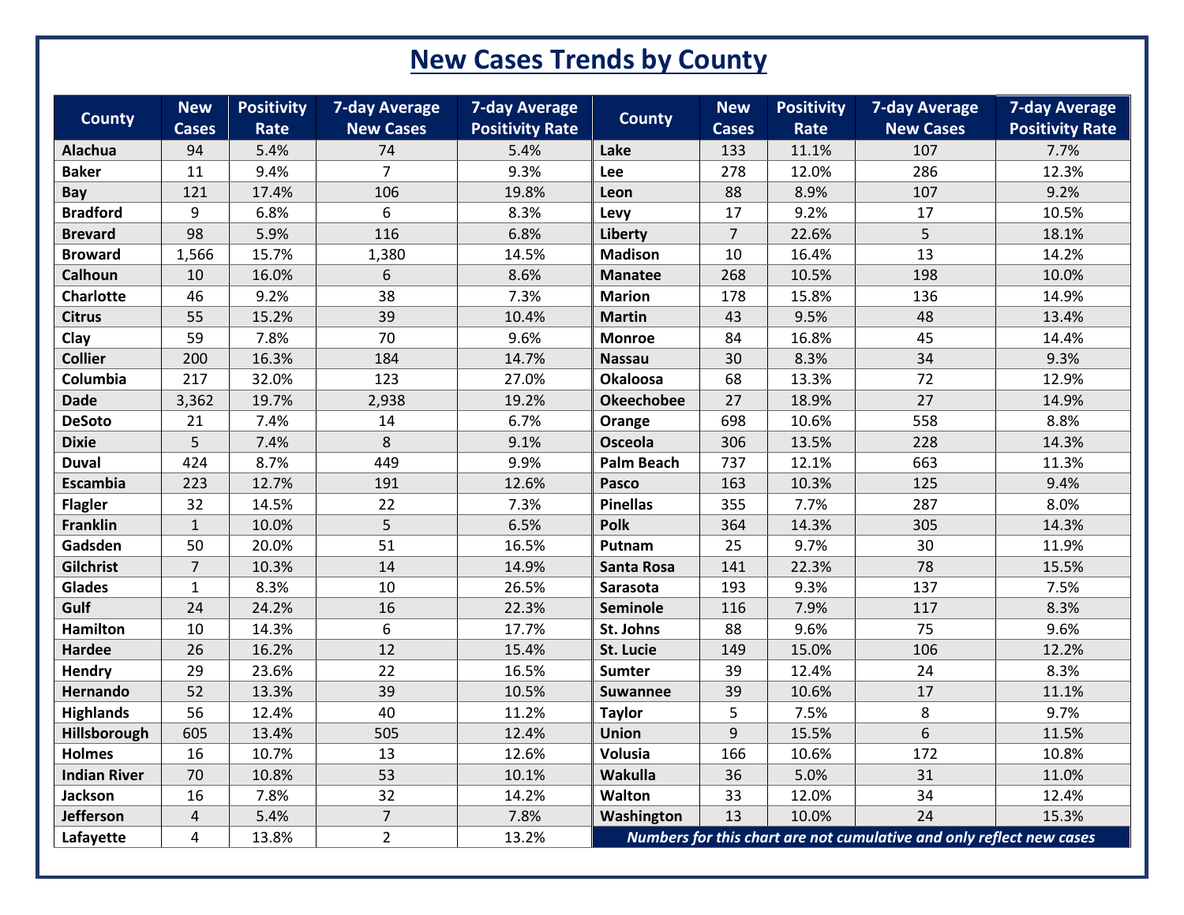# New Cases Trends by County

| County | New Cases | Positivity Rate | 7-day Average New Cases | 7-day Average Positivity Rate | County | New Cases | Positivity Rate | 7-day Average New Cases | 7-day Average Positivity Rate |
|---|---|---|---|---|---|---|---|---|---|
| Alachua | 94 | 5.4% | 74 | 5.4% | Lake | 133 | 11.1% | 107 | 7.7% |
| Baker | 11 | 9.4% | 7 | 9.3% | Lee | 278 | 12.0% | 286 | 12.3% |
| Bay | 121 | 17.4% | 106 | 19.8% | Leon | 88 | 8.9% | 107 | 9.2% |
| Bradford | 9 | 6.8% | 6 | 8.3% | Levy | 17 | 9.2% | 17 | 10.5% |
| Brevard | 98 | 5.9% | 116 | 6.8% | Liberty | 7 | 22.6% | 5 | 18.1% |
| Broward | 1,566 | 15.7% | 1,380 | 14.5% | Madison | 10 | 16.4% | 13 | 14.2% |
| Calhoun | 10 | 16.0% | 6 | 8.6% | Manatee | 268 | 10.5% | 198 | 10.0% |
| Charlotte | 46 | 9.2% | 38 | 7.3% | Marion | 178 | 15.8% | 136 | 14.9% |
| Citrus | 55 | 15.2% | 39 | 10.4% | Martin | 43 | 9.5% | 48 | 13.4% |
| Clay | 59 | 7.8% | 70 | 9.6% | Monroe | 84 | 16.8% | 45 | 14.4% |
| Collier | 200 | 16.3% | 184 | 14.7% | Nassau | 30 | 8.3% | 34 | 9.3% |
| Columbia | 217 | 32.0% | 123 | 27.0% | Okaloosa | 68 | 13.3% | 72 | 12.9% |
| Dade | 3,362 | 19.7% | 2,938 | 19.2% | Okeechobee | 27 | 18.9% | 27 | 14.9% |
| DeSoto | 21 | 7.4% | 14 | 6.7% | Orange | 698 | 10.6% | 558 | 8.8% |
| Dixie | 5 | 7.4% | 8 | 9.1% | Osceola | 306 | 13.5% | 228 | 14.3% |
| Duval | 424 | 8.7% | 449 | 9.9% | Palm Beach | 737 | 12.1% | 663 | 11.3% |
| Escambia | 223 | 12.7% | 191 | 12.6% | Pasco | 163 | 10.3% | 125 | 9.4% |
| Flagler | 32 | 14.5% | 22 | 7.3% | Pinellas | 355 | 7.7% | 287 | 8.0% |
| Franklin | 1 | 10.0% | 5 | 6.5% | Polk | 364 | 14.3% | 305 | 14.3% |
| Gadsden | 50 | 20.0% | 51 | 16.5% | Putnam | 25 | 9.7% | 30 | 11.9% |
| Gilchrist | 7 | 10.3% | 14 | 14.9% | Santa Rosa | 141 | 22.3% | 78 | 15.5% |
| Glades | 1 | 8.3% | 10 | 26.5% | Sarasota | 193 | 9.3% | 137 | 7.5% |
| Gulf | 24 | 24.2% | 16 | 22.3% | Seminole | 116 | 7.9% | 117 | 8.3% |
| Hamilton | 10 | 14.3% | 6 | 17.7% | St. Johns | 88 | 9.6% | 75 | 9.6% |
| Hardee | 26 | 16.2% | 12 | 15.4% | St. Lucie | 149 | 15.0% | 106 | 12.2% |
| Hendry | 29 | 23.6% | 22 | 16.5% | Sumter | 39 | 12.4% | 24 | 8.3% |
| Hernando | 52 | 13.3% | 39 | 10.5% | Suwannee | 39 | 10.6% | 17 | 11.1% |
| Highlands | 56 | 12.4% | 40 | 11.2% | Taylor | 5 | 7.5% | 8 | 9.7% |
| Hillsborough | 605 | 13.4% | 505 | 12.4% | Union | 9 | 15.5% | 6 | 11.5% |
| Holmes | 16 | 10.7% | 13 | 12.6% | Volusia | 166 | 10.6% | 172 | 10.8% |
| Indian River | 70 | 10.8% | 53 | 10.1% | Wakulla | 36 | 5.0% | 31 | 11.0% |
| Jackson | 16 | 7.8% | 32 | 14.2% | Walton | 33 | 12.0% | 34 | 12.4% |
| Jefferson | 4 | 5.4% | 7 | 7.8% | Washington | 13 | 10.0% | 24 | 15.3% |
| Lafayette | 4 | 13.8% | 2 | 13.2% | *Numbers for this chart are not cumulative and only reflect new cases* | | | | |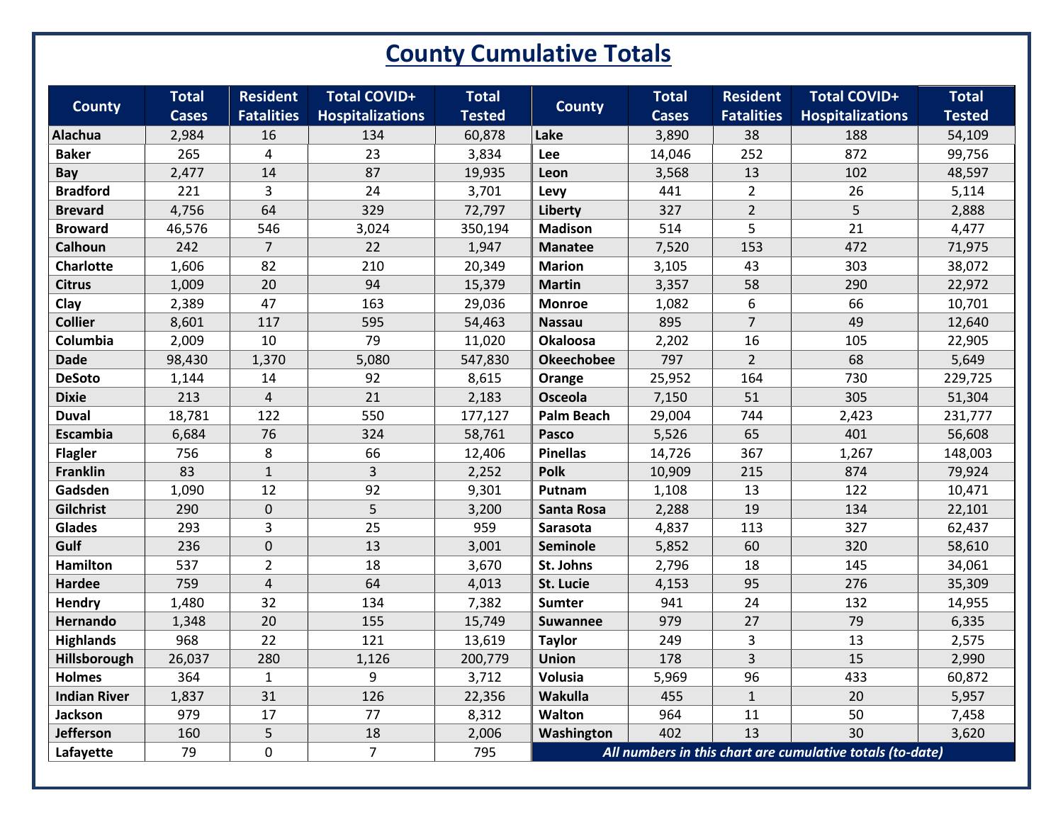# County Cumulative Totals

| County | Total Cases | Resident Fatalities | Total COVID+ Hospitalizations | Total Tested | County | Total Cases | Resident Fatalities | Total COVID+ Hospitalizations | Total Tested |
|---|---|---|---|---|---|---|---|---|---|
| Alachua | 2,984 | 16 | 134 | 60,878 | Lake | 3,890 | 38 | 188 | 54,109 |
| Baker | 265 | 4 | 23 | 3,834 | Lee | 14,046 | 252 | 872 | 99,756 |
| Bay | 2,477 | 14 | 87 | 19,935 | Leon | 3,568 | 13 | 102 | 48,597 |
| Bradford | 221 | 3 | 24 | 3,701 | Levy | 441 | 2 | 26 | 5,114 |
| Brevard | 4,756 | 64 | 329 | 72,797 | Liberty | 327 | 2 | 5 | 2,888 |
| Broward | 46,576 | 546 | 3,024 | 350,194 | Madison | 514 | 5 | 21 | 4,477 |
| Calhoun | 242 | 7 | 22 | 1,947 | Manatee | 7,520 | 153 | 472 | 71,975 |
| Charlotte | 1,606 | 82 | 210 | 20,349 | Marion | 3,105 | 43 | 303 | 38,072 |
| Citrus | 1,009 | 20 | 94 | 15,379 | Martin | 3,357 | 58 | 290 | 22,972 |
| Clay | 2,389 | 47 | 163 | 29,036 | Monroe | 1,082 | 6 | 66 | 10,701 |
| Collier | 8,601 | 117 | 595 | 54,463 | Nassau | 895 | 7 | 49 | 12,640 |
| Columbia | 2,009 | 10 | 79 | 11,020 | Okaloosa | 2,202 | 16 | 105 | 22,905 |
| Dade | 98,430 | 1,370 | 5,080 | 547,830 | Okeechobee | 797 | 2 | 68 | 5,649 |
| DeSoto | 1,144 | 14 | 92 | 8,615 | Orange | 25,952 | 164 | 730 | 229,725 |
| Dixie | 213 | 4 | 21 | 2,183 | Osceola | 7,150 | 51 | 305 | 51,304 |
| Duval | 18,781 | 122 | 550 | 177,127 | Palm Beach | 29,004 | 744 | 2,423 | 231,777 |
| Escambia | 6,684 | 76 | 324 | 58,761 | Pasco | 5,526 | 65 | 401 | 56,608 |
| Flagler | 756 | 8 | 66 | 12,406 | Pinellas | 14,726 | 367 | 1,267 | 148,003 |
| Franklin | 83 | 1 | 3 | 2,252 | Polk | 10,909 | 215 | 874 | 79,924 |
| Gadsden | 1,090 | 12 | 92 | 9,301 | Putnam | 1,108 | 13 | 122 | 10,471 |
| Gilchrist | 290 | 0 | 5 | 3,200 | Santa Rosa | 2,288 | 19 | 134 | 22,101 |
| Glades | 293 | 3 | 25 | 959 | Sarasota | 4,837 | 113 | 327 | 62,437 |
| Gulf | 236 | 0 | 13 | 3,001 | Seminole | 5,852 | 60 | 320 | 58,610 |
| Hamilton | 537 | 2 | 18 | 3,670 | St. Johns | 2,796 | 18 | 145 | 34,061 |
| Hardee | 759 | 4 | 64 | 4,013 | St. Lucie | 4,153 | 95 | 276 | 35,309 |
| Hendry | 1,480 | 32 | 134 | 7,382 | Sumter | 941 | 24 | 132 | 14,955 |
| Hernando | 1,348 | 20 | 155 | 15,749 | Suwannee | 979 | 27 | 79 | 6,335 |
| Highlands | 968 | 22 | 121 | 13,619 | Taylor | 249 | 3 | 13 | 2,575 |
| Hillsborough | 26,037 | 280 | 1,126 | 200,779 | Union | 178 | 3 | 15 | 2,990 |
| Holmes | 364 | 1 | 9 | 3,712 | Volusia | 5,969 | 96 | 433 | 60,872 |
| Indian River | 1,837 | 31 | 126 | 22,356 | Wakulla | 455 | 1 | 20 | 5,957 |
| Jackson | 979 | 17 | 77 | 8,312 | Walton | 964 | 11 | 50 | 7,458 |
| Jefferson | 160 | 5 | 18 | 2,006 | Washington | 402 | 13 | 30 | 3,620 |
| Lafayette | 79 | 0 | 7 | 795 | *All numbers in this chart are cumulative totals (to-date)* | | | | |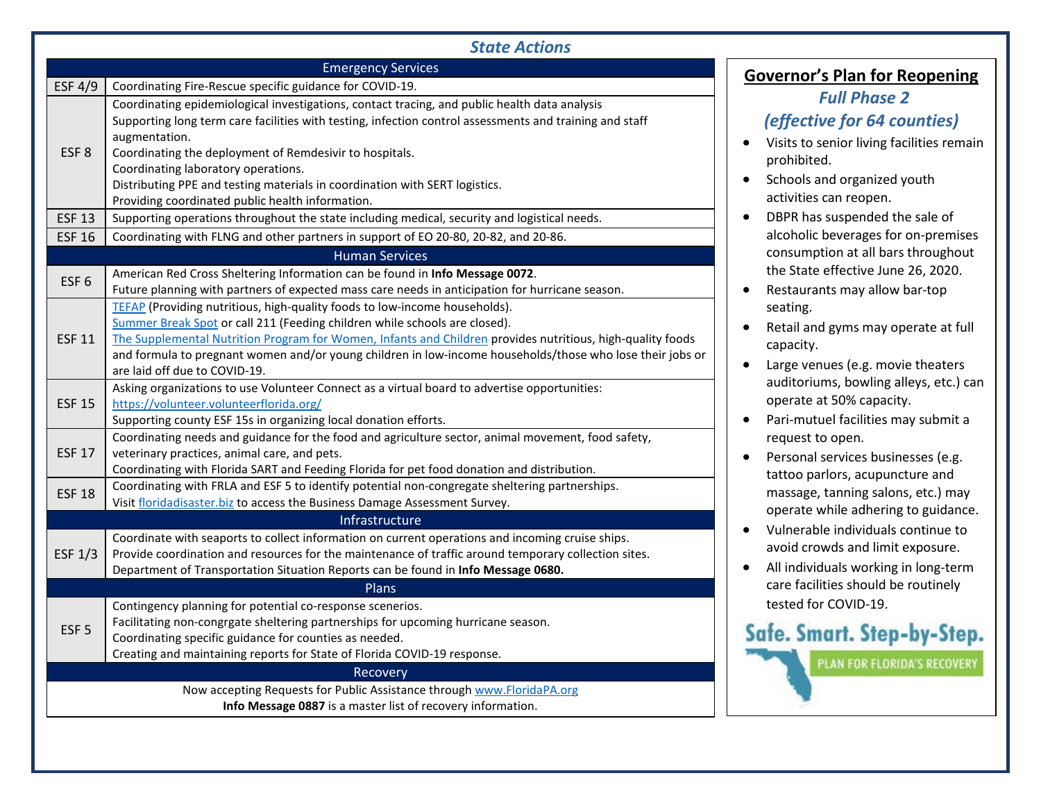## *State Actions*

| | |
|---|---|
| **Emergency Services** | |
| ESF 4/9 | Coordinating Fire-Rescue specific guidance for COVID-19. |
| ESF 8 | Coordinating epidemiological investigations, contact tracing, and public health data analysis<br>Supporting long term care facilities with testing, infection control assessments and training and staff augmentation.<br>Coordinating the deployment of Remdesivir to hospitals.<br>Coordinating laboratory operations.<br>Distributing PPE and testing materials in coordination with SERT logistics.<br>Providing coordinated public health information. |
| ESF 13 | Supporting operations throughout the state including medical, security and logistical needs. |
| ESF 16 | Coordinating with FLNG and other partners in support of EO 20-80, 20-82, and 20-86. |
| **Human Services** | |
| ESF 6 | American Red Cross Sheltering Information can be found in **Info Message 0072**.<br>Future planning with partners of expected mass care needs in anticipation for hurricane season. |
| ESF 11 | TEFAP (Providing nutritious, high-quality foods to low-income households).<br>Summer Break Spot or call 211 (Feeding children while schools are closed).<br>The Supplemental Nutrition Program for Women, Infants and Children provides nutritious, high-quality foods and formula to pregnant women and/or young children in low-income households/those who lose their jobs or are laid off due to COVID-19. |
| ESF 15 | Asking organizations to use Volunteer Connect as a virtual board to advertise opportunities: https://volunteer.volunteerflorida.org/<br>Supporting county ESF 15s in organizing local donation efforts. |
| ESF 17 | Coordinating needs and guidance for the food and agriculture sector, animal movement, food safety, veterinary practices, animal care, and pets.<br>Coordinating with Florida SART and Feeding Florida for pet food donation and distribution. |
| ESF 18 | Coordinating with FRLA and ESF 5 to identify potential non-congregate sheltering partnerships.<br>Visit floridadisaster.biz to access the Business Damage Assessment Survey. |
| **Infrastructure** | |
| ESF 1/3 | Coordinate with seaports to collect information on current operations and incoming cruise ships.<br>Provide coordination and resources for the maintenance of traffic around temporary collection sites.<br>Department of Transportation Situation Reports can be found in **Info Message 0680.** |
| **Plans** | |
| ESF 5 | Contingency planning for potential co-response scenerios.<br>Facilitating non-congrgate sheltering partnerships for upcoming hurricane season.<br>Coordinating specific guidance for counties as needed.<br>Creating and maintaining reports for State of Florida COVID-19 response. |
| **Recovery** | |
| | Now accepting Requests for Public Assistance through www.FloridaPA.org<br>**Info Message 0887** is a master list of recovery information. |

## Governor's Plan for Reopening

### *Full Phase 2*
### *(effective for 64 counties)*

- Visits to senior living facilities remain prohibited.
- Schools and organized youth activities can reopen.
- DBPR has suspended the sale of alcoholic beverages for on-premises consumption at all bars throughout the State effective June 26, 2020.
- Restaurants may allow bar-top seating.
- Retail and gyms may operate at full capacity.
- Large venues (e.g. movie theaters auditoriums, bowling alleys, etc.) can operate at 50% capacity.
- Pari-mutuel facilities may submit a request to open.
- Personal services businesses (e.g. tattoo parlors, acupuncture and massage, tanning salons, etc.) may operate while adhering to guidance.
- Vulnerable individuals continue to avoid crowds and limit exposure.
- All individuals working in long-term care facilities should be routinely tested for COVID-19.

**Safe. Smart. Step-by-Step.**
PLAN FOR FLORIDA'S RECOVERY